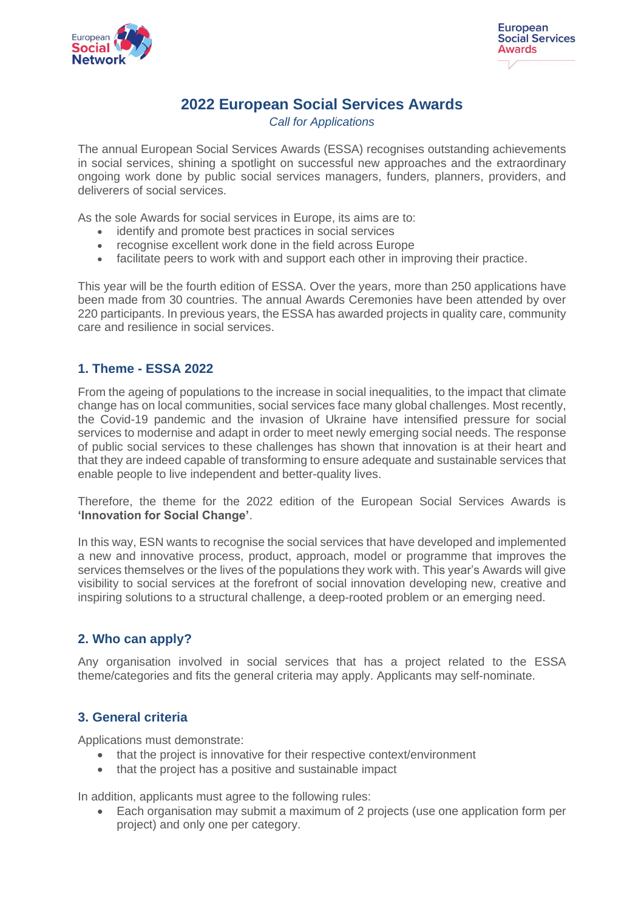# 2022 European Social Services Awards

*Call for Applications*

The annual European Social Services Awards (ESSA) recognises outstanding achievements in social services, shining a spotlight on successful new approaches and the extraordinary ongoing work done by public social services managers, funders, planners, providers, and deliverers of social services.

As the sole Awards for social services in Europe, its aims are to:

- identify and promote best practices in social services
- recognise excellent work done in the field across Europe
- facilitate peers to work with and support each other in improving their practice.

This year will be the fourth edition of ESSA. Over the years, more than 250 applications have been made from 30 countries. The annual Awards Ceremonies have been attended by over 220 participants. In previous years, the ESSA has awarded projects in quality care, community care and resilience in social services.

## 1. Theme - ESSA 2022

From the ageing of populations to the increase in social inequalities, to the impact that climate change has on local communities, social services face many global challenges. Most recently, the Covid-19 pandemic and the invasion of Ukraine have intensified pressure for social services to modernise and adapt in order to meet newly emerging social needs. The response of public social services to these challenges has shown that innovation is at their heart and that they are indeed capable of transforming to ensure adequate and sustainable services that enable people to live independent and better-quality lives.

Therefore, the theme for the 2022 edition of the European Social Services Awards is **'Innovation for Social Change'**.

In this way, ESN wants to recognise the social services that have developed and implemented a new and innovative process, product, approach, model or programme that improves the services themselves or the lives of the populations they work with. This year's Awards will give visibility to social services at the forefront of social innovation developing new, creative and inspiring solutions to a structural challenge, a deep-rooted problem or an emerging need.

## 2. Who can apply?

Any organisation involved in social services that has a project related to the ESSA theme/categories and fits the general criteria may apply. Applicants may self-nominate.

## 3. General criteria

Applications must demonstrate:

- that the project is innovative for their respective context/environment
- that the project has a positive and sustainable impact

In addition, applicants must agree to the following rules:

- Each organisation may submit a maximum of 2 projects (use one application form per project) and only one per category.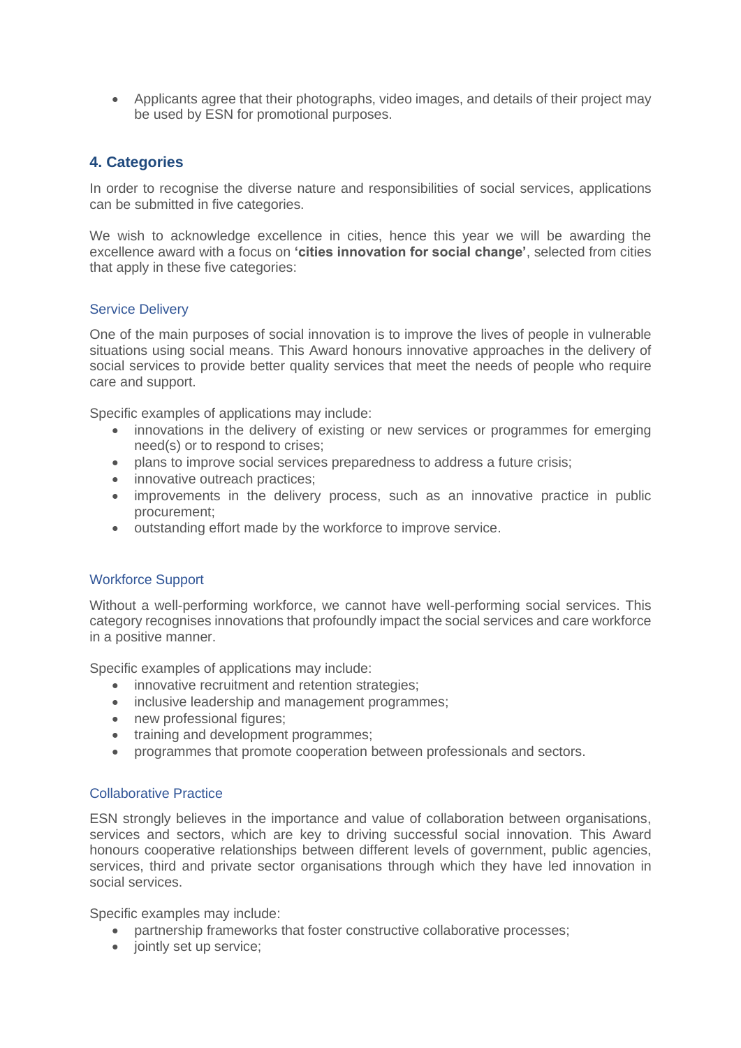- Applicants agree that their photographs, video images, and details of their project may be used by ESN for promotional purposes.

## 4. Categories

In order to recognise the diverse nature and responsibilities of social services, applications can be submitted in five categories.

We wish to acknowledge excellence in cities, hence this year we will be awarding the excellence award with a focus on **'cities innovation for social change'**, selected from cities that apply in these five categories:

### Service Delivery

One of the main purposes of social innovation is to improve the lives of people in vulnerable situations using social means. This Award honours innovative approaches in the delivery of social services to provide better quality services that meet the needs of people who require care and support.

Specific examples of applications may include:

- innovations in the delivery of existing or new services or programmes for emerging need(s) or to respond to crises;
- plans to improve social services preparedness to address a future crisis;
- innovative outreach practices;
- improvements in the delivery process, such as an innovative practice in public procurement;
- outstanding effort made by the workforce to improve service.

### Workforce Support

Without a well-performing workforce, we cannot have well-performing social services. This category recognises innovations that profoundly impact the social services and care workforce in a positive manner.

Specific examples of applications may include:

- innovative recruitment and retention strategies;
- inclusive leadership and management programmes;
- new professional figures;
- training and development programmes;
- programmes that promote cooperation between professionals and sectors.

### Collaborative Practice

ESN strongly believes in the importance and value of collaboration between organisations, services and sectors, which are key to driving successful social innovation. This Award honours cooperative relationships between different levels of government, public agencies, services, third and private sector organisations through which they have led innovation in social services.

Specific examples may include:

- partnership frameworks that foster constructive collaborative processes;
- jointly set up service;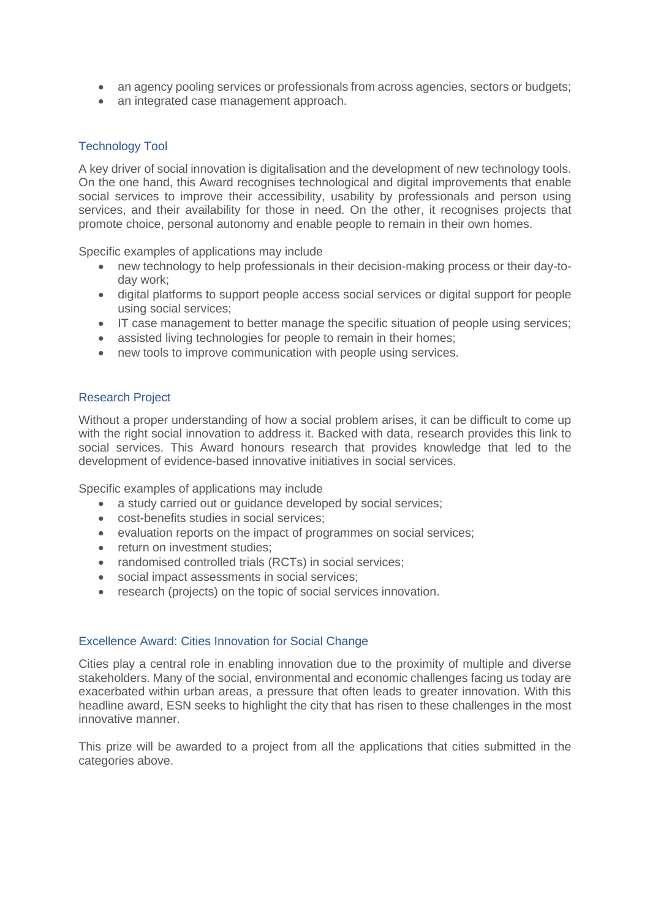- an agency pooling services or professionals from across agencies, sectors or budgets;
- an integrated case management approach.

### Technology Tool

A key driver of social innovation is digitalisation and the development of new technology tools. On the one hand, this Award recognises technological and digital improvements that enable social services to improve their accessibility, usability by professionals and person using services, and their availability for those in need. On the other, it recognises projects that promote choice, personal autonomy and enable people to remain in their own homes.

Specific examples of applications may include

- new technology to help professionals in their decision-making process or their day-to-day work;
- digital platforms to support people access social services or digital support for people using social services;
- IT case management to better manage the specific situation of people using services;
- assisted living technologies for people to remain in their homes;
- new tools to improve communication with people using services.

### Research Project

Without a proper understanding of how a social problem arises, it can be difficult to come up with the right social innovation to address it. Backed with data, research provides this link to social services. This Award honours research that provides knowledge that led to the development of evidence-based innovative initiatives in social services.

Specific examples of applications may include

- a study carried out or guidance developed by social services;
- cost-benefits studies in social services;
- evaluation reports on the impact of programmes on social services;
- return on investment studies;
- randomised controlled trials (RCTs) in social services;
- social impact assessments in social services;
- research (projects) on the topic of social services innovation.

### Excellence Award: Cities Innovation for Social Change

Cities play a central role in enabling innovation due to the proximity of multiple and diverse stakeholders. Many of the social, environmental and economic challenges facing us today are exacerbated within urban areas, a pressure that often leads to greater innovation. With this headline award, ESN seeks to highlight the city that has risen to these challenges in the most innovative manner.

This prize will be awarded to a project from all the applications that cities submitted in the categories above.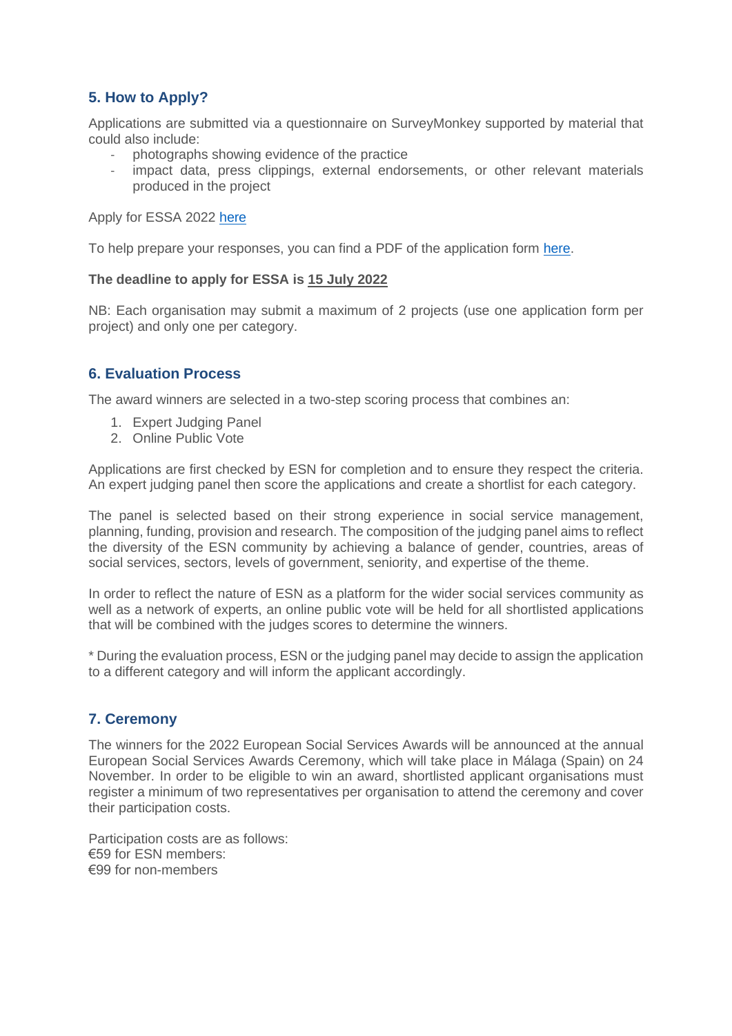## 5. How to Apply?

Applications are submitted via a questionnaire on SurveyMonkey supported by material that could also include:

- photographs showing evidence of the practice
- impact data, press clippings, external endorsements, or other relevant materials produced in the project

Apply for ESSA 2022 here

To help prepare your responses, you can find a PDF of the application form here.

**The deadline to apply for ESSA is 15 July 2022**

NB: Each organisation may submit a maximum of 2 projects (use one application form per project) and only one per category.

## 6. Evaluation Process

The award winners are selected in a two-step scoring process that combines an:

1. Expert Judging Panel
2. Online Public Vote

Applications are first checked by ESN for completion and to ensure they respect the criteria. An expert judging panel then score the applications and create a shortlist for each category.

The panel is selected based on their strong experience in social service management, planning, funding, provision and research. The composition of the judging panel aims to reflect the diversity of the ESN community by achieving a balance of gender, countries, areas of social services, sectors, levels of government, seniority, and expertise of the theme.

In order to reflect the nature of ESN as a platform for the wider social services community as well as a network of experts, an online public vote will be held for all shortlisted applications that will be combined with the judges scores to determine the winners.

* During the evaluation process, ESN or the judging panel may decide to assign the application to a different category and will inform the applicant accordingly.

## 7. Ceremony

The winners for the 2022 European Social Services Awards will be announced at the annual European Social Services Awards Ceremony, which will take place in Málaga (Spain) on 24 November. In order to be eligible to win an award, shortlisted applicant organisations must register a minimum of two representatives per organisation to attend the ceremony and cover their participation costs.

Participation costs are as follows:
€59 for ESN members:
€99 for non-members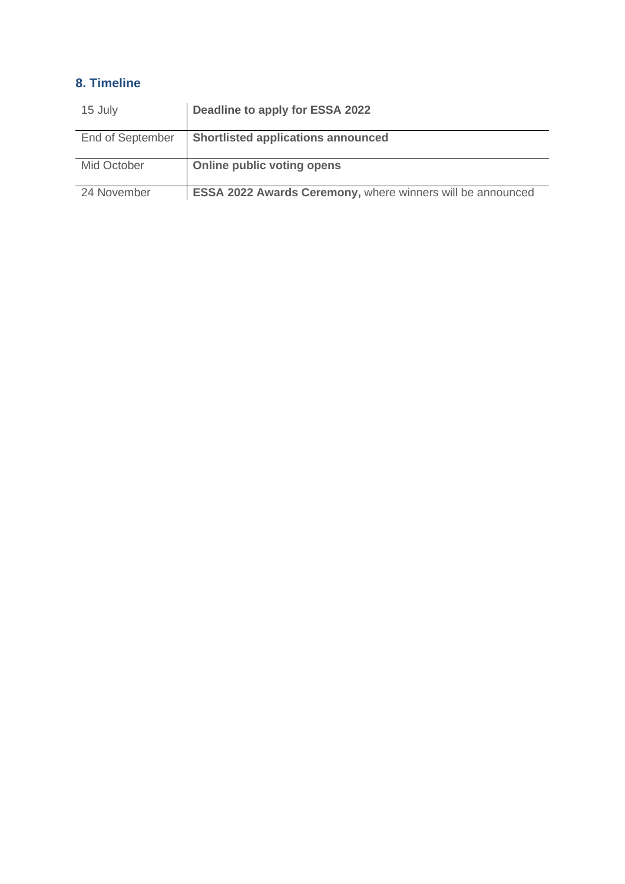## 8. Timeline

| | |
|---|---|
| 15 July | **Deadline to apply for ESSA 2022** |
| End of September | **Shortlisted applications announced** |
| Mid October | **Online public voting opens** |
| 24 November | **ESSA 2022 Awards Ceremony,** where winners will be announced |